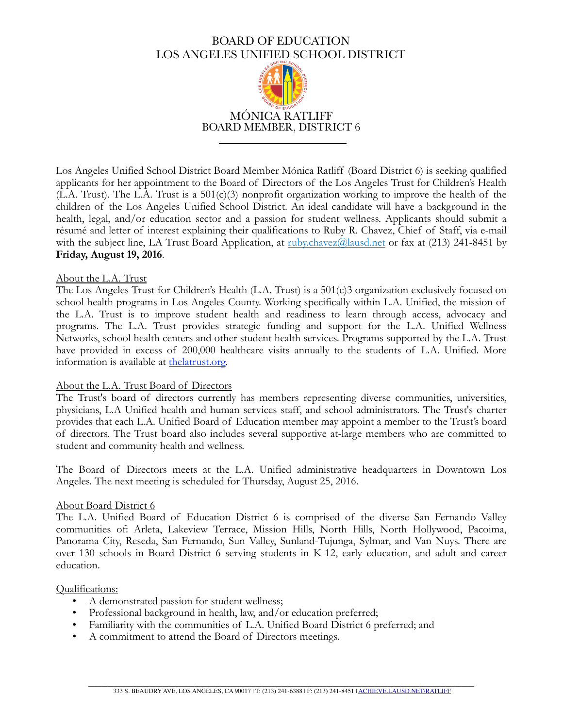# BOARD OF EDUCATION
# LOS ANGELES UNIFIED SCHOOL DISTRICT

## MÓNICA RATLIFF
## BOARD MEMBER, DISTRICT 6

---

Los Angeles Unified School District Board Member Mónica Ratliff (Board District 6) is seeking qualified applicants for her appointment to the Board of Directors of the Los Angeles Trust for Children's Health (L.A. Trust). The L.A. Trust is a 501(c)(3) nonprofit organization working to improve the health of the children of the Los Angeles Unified School District. An ideal candidate will have a background in the health, legal, and/or education sector and a passion for student wellness. Applicants should submit a résumé and letter of interest explaining their qualifications to Ruby R. Chavez, Chief of Staff, via e-mail with the subject line, LA Trust Board Application, at ruby.chavez@lausd.net or fax at (213) 241-8451 by **Friday, August 19, 2016**.

### About the L.A. Trust

The Los Angeles Trust for Children's Health (L.A. Trust) is a 501(c)3 organization exclusively focused on school health programs in Los Angeles County. Working specifically within L.A. Unified, the mission of the L.A. Trust is to improve student health and readiness to learn through access, advocacy and programs. The L.A. Trust provides strategic funding and support for the L.A. Unified Wellness Networks, school health centers and other student health services. Programs supported by the L.A. Trust have provided in excess of 200,000 healthcare visits annually to the students of L.A. Unified. More information is available at thelatrust.org.

### About the L.A. Trust Board of Directors

The Trust's board of directors currently has members representing diverse communities, universities, physicians, L.A Unified health and human services staff, and school administrators. The Trust's charter provides that each L.A. Unified Board of Education member may appoint a member to the Trust's board of directors. The Trust board also includes several supportive at-large members who are committed to student and community health and wellness.

The Board of Directors meets at the L.A. Unified administrative headquarters in Downtown Los Angeles. The next meeting is scheduled for Thursday, August 25, 2016.

### About Board District 6

The L.A. Unified Board of Education District 6 is comprised of the diverse San Fernando Valley communities of: Arleta, Lakeview Terrace, Mission Hills, North Hills, North Hollywood, Pacoima, Panorama City, Reseda, San Fernando, Sun Valley, Sunland-Tujunga, Sylmar, and Van Nuys. There are over 130 schools in Board District 6 serving students in K-12, early education, and adult and career education.

### Qualifications:

- A demonstrated passion for student wellness;
- Professional background in health, law, and/or education preferred;
- Familiarity with the communities of L.A. Unified Board District 6 preferred; and
- A commitment to attend the Board of Directors meetings.

333 S. BEAUDRY AVE, LOS ANGELES, CA 90017 | T: (213) 241-6388 | F: (213) 241-8451 | ACHIEVE.LAUSD.NET/RATLIFF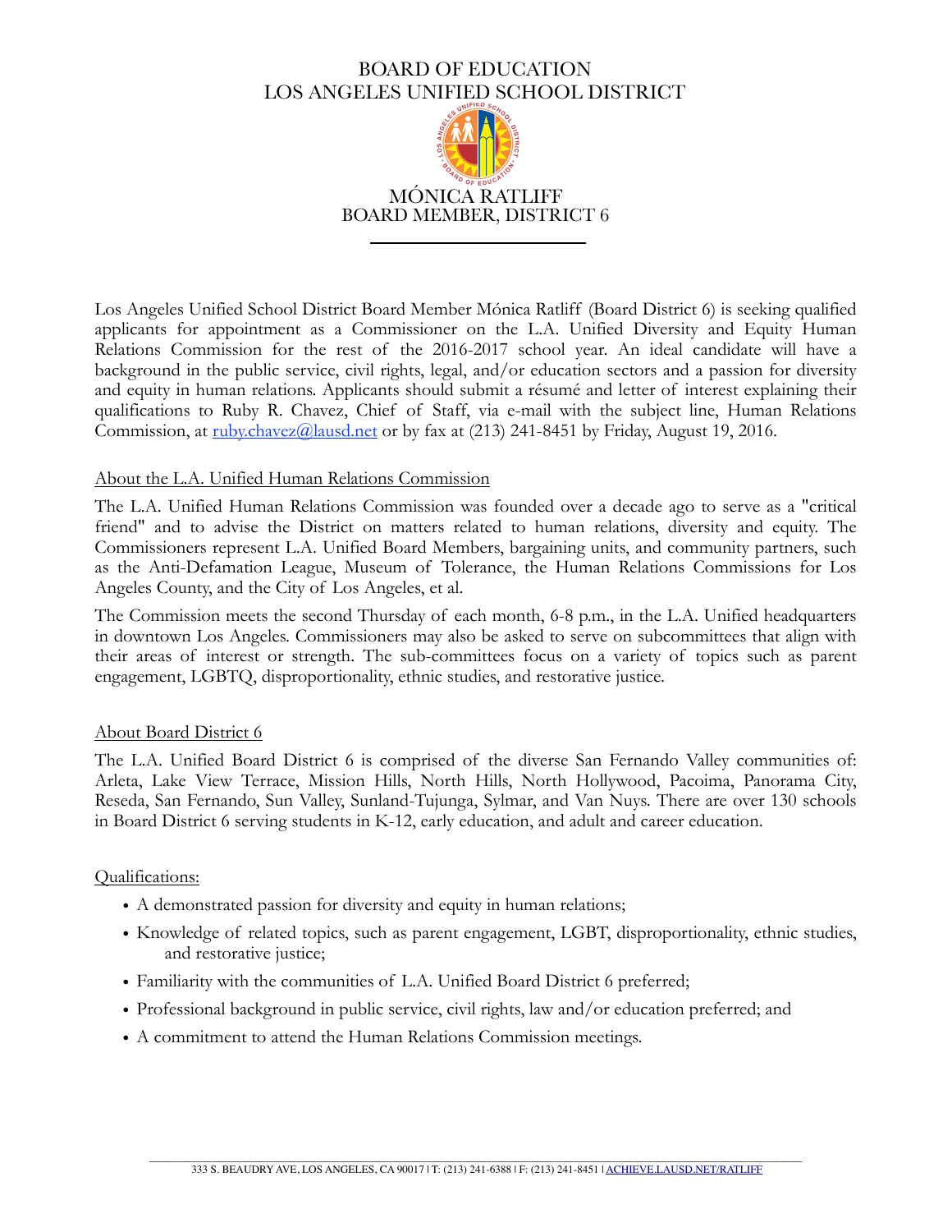# BOARD OF EDUCATION
# LOS ANGELES UNIFIED SCHOOL DISTRICT

## MÓNICA RATLIFF
## BOARD MEMBER, DISTRICT 6

Los Angeles Unified School District Board Member Mónica Ratliff (Board District 6) is seeking qualified applicants for appointment as a Commissioner on the L.A. Unified Diversity and Equity Human Relations Commission for the rest of the 2016-2017 school year. An ideal candidate will have a background in the public service, civil rights, legal, and/or education sectors and a passion for diversity and equity in human relations. Applicants should submit a résumé and letter of interest explaining their qualifications to Ruby R. Chavez, Chief of Staff, via e-mail with the subject line, Human Relations Commission, at ruby.chavez@lausd.net or by fax at (213) 241-8451 by Friday, August 19, 2016.

### About the L.A. Unified Human Relations Commission

The L.A. Unified Human Relations Commission was founded over a decade ago to serve as a "critical friend" and to advise the District on matters related to human relations, diversity and equity. The Commissioners represent L.A. Unified Board Members, bargaining units, and community partners, such as the Anti-Defamation League, Museum of Tolerance, the Human Relations Commissions for Los Angeles County, and the City of Los Angeles, et al.

The Commission meets the second Thursday of each month, 6-8 p.m., in the L.A. Unified headquarters in downtown Los Angeles. Commissioners may also be asked to serve on subcommittees that align with their areas of interest or strength. The sub-committees focus on a variety of topics such as parent engagement, LGBTQ, disproportionality, ethnic studies, and restorative justice.

### About Board District 6

The L.A. Unified Board District 6 is comprised of the diverse San Fernando Valley communities of: Arleta, Lake View Terrace, Mission Hills, North Hills, North Hollywood, Pacoima, Panorama City, Reseda, San Fernando, Sun Valley, Sunland-Tujunga, Sylmar, and Van Nuys. There are over 130 schools in Board District 6 serving students in K-12, early education, and adult and career education.

### Qualifications:

- A demonstrated passion for diversity and equity in human relations;
- Knowledge of related topics, such as parent engagement, LGBT, disproportionality, ethnic studies, and restorative justice;
- Familiarity with the communities of L.A. Unified Board District 6 preferred;
- Professional background in public service, civil rights, law and/or education preferred; and
- A commitment to attend the Human Relations Commission meetings.

333 S. BEAUDRY AVE, LOS ANGELES, CA 90017 | T: (213) 241-6388 | F: (213) 241-8451 | ACHIEVE.LAUSD.NET/RATLIFF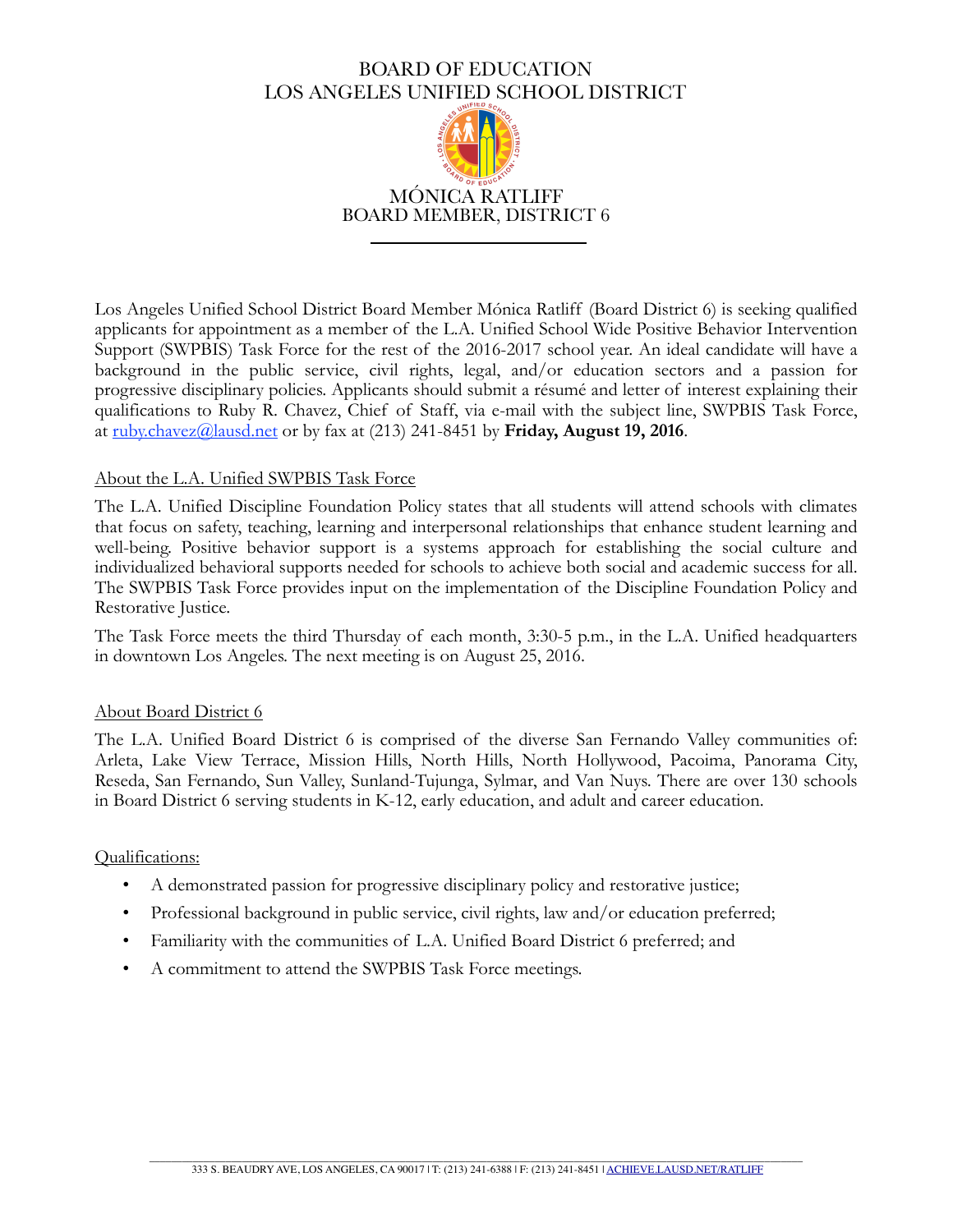# BOARD OF EDUCATION
# LOS ANGELES UNIFIED SCHOOL DISTRICT

## MÓNICA RATLIFF
## BOARD MEMBER, DISTRICT 6

Los Angeles Unified School District Board Member Mónica Ratliff (Board District 6) is seeking qualified applicants for appointment as a member of the L.A. Unified School Wide Positive Behavior Intervention Support (SWPBIS) Task Force for the rest of the 2016-2017 school year. An ideal candidate will have a background in the public service, civil rights, legal, and/or education sectors and a passion for progressive disciplinary policies. Applicants should submit a résumé and letter of interest explaining their qualifications to Ruby R. Chavez, Chief of Staff, via e-mail with the subject line, SWPBIS Task Force, at ruby.chavez@lausd.net or by fax at (213) 241-8451 by **Friday, August 19, 2016**.

### About the L.A. Unified SWPBIS Task Force

The L.A. Unified Discipline Foundation Policy states that all students will attend schools with climates that focus on safety, teaching, learning and interpersonal relationships that enhance student learning and well-being. Positive behavior support is a systems approach for establishing the social culture and individualized behavioral supports needed for schools to achieve both social and academic success for all. The SWPBIS Task Force provides input on the implementation of the Discipline Foundation Policy and Restorative Justice.

The Task Force meets the third Thursday of each month, 3:30-5 p.m., in the L.A. Unified headquarters in downtown Los Angeles. The next meeting is on August 25, 2016.

### About Board District 6

The L.A. Unified Board District 6 is comprised of the diverse San Fernando Valley communities of: Arleta, Lake View Terrace, Mission Hills, North Hills, North Hollywood, Pacoima, Panorama City, Reseda, San Fernando, Sun Valley, Sunland-Tujunga, Sylmar, and Van Nuys. There are over 130 schools in Board District 6 serving students in K-12, early education, and adult and career education.

### Qualifications:

- A demonstrated passion for progressive disciplinary policy and restorative justice;
- Professional background in public service, civil rights, law and/or education preferred;
- Familiarity with the communities of L.A. Unified Board District 6 preferred; and
- A commitment to attend the SWPBIS Task Force meetings.

333 S. BEAUDRY AVE, LOS ANGELES, CA 90017 | T: (213) 241-6388 | F: (213) 241-8451 | ACHIEVE.LAUSD.NET/RATLIFF